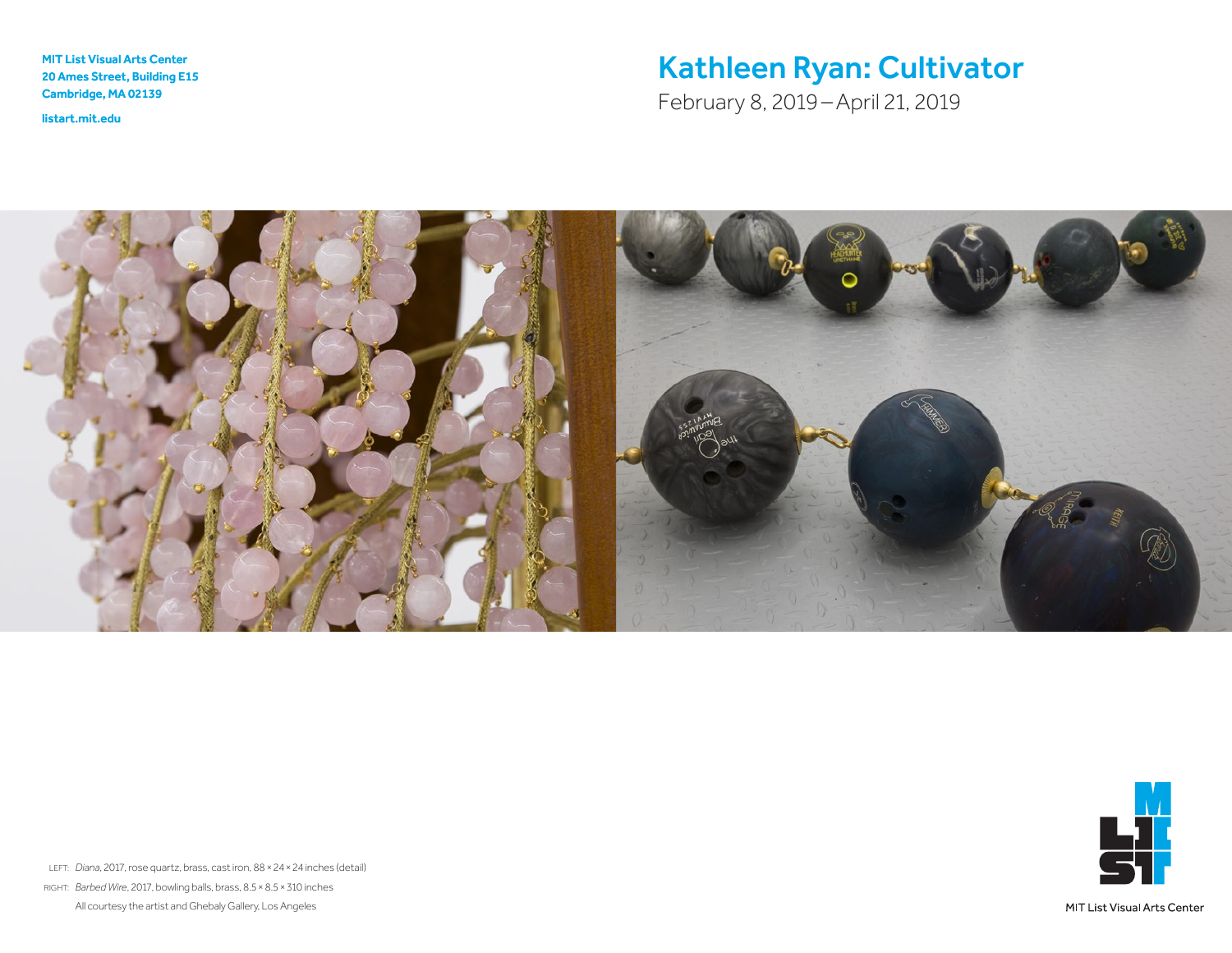MIT List Visual Arts Center
20 Ames Street, Building E15
Cambridge, MA 02139

listart.mit.edu

# Kathleen Ryan: Cultivator

February 8, 2019 – April 21, 2019

LEFT: *Diana*, 2017, rose quartz, brass, cast iron, 88 × 24 × 24 inches (detail)

RIGHT: *Barbed Wire*, 2017, bowling balls, brass, 8.5 × 8.5 × 310 inches

All courtesy the artist and Ghebaly Gallery, Los Angeles

MIT List Visual Arts Center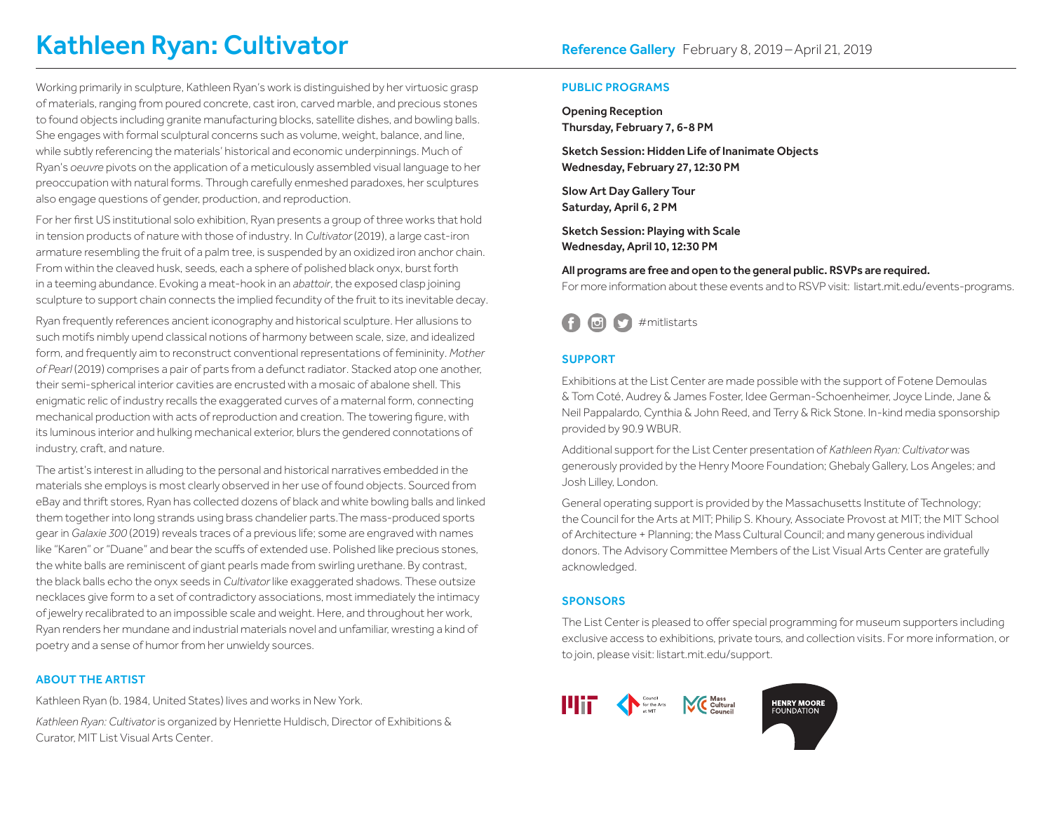# Kathleen Ryan: Cultivator

**Reference Gallery** February 8, 2019 – April 21, 2019

Working primarily in sculpture, Kathleen Ryan's work is distinguished by her virtuosic grasp of materials, ranging from poured concrete, cast iron, carved marble, and precious stones to found objects including granite manufacturing blocks, satellite dishes, and bowling balls. She engages with formal sculptural concerns such as volume, weight, balance, and line, while subtly referencing the materials' historical and economic underpinnings. Much of Ryan's *oeuvre* pivots on the application of a meticulously assembled visual language to her preoccupation with natural forms. Through carefully enmeshed paradoxes, her sculptures also engage questions of gender, production, and reproduction.

For her first US institutional solo exhibition, Ryan presents a group of three works that hold in tension products of nature with those of industry. In *Cultivator* (2019), a large cast-iron armature resembling the fruit of a palm tree, is suspended by an oxidized iron anchor chain. From within the cleaved husk, seeds, each a sphere of polished black onyx, burst forth in a teeming abundance. Evoking a meat-hook in an *abattoir*, the exposed clasp joining sculpture to support chain connects the implied fecundity of the fruit to its inevitable decay.

Ryan frequently references ancient iconography and historical sculpture. Her allusions to such motifs nimbly undermine classical notions of harmony between scale, size, and idealized form, and frequently aim to reconstruct conventional representations of femininity. *Mother of Pearl* (2019) comprises a pair of parts from a defunct radiator. Stacked atop one another, their semi-spherical interior cavities are encrusted with a mosaic of abalone shell. This enigmatic relic of industry recalls the exaggerated curves of a maternal form, connecting mechanical production with acts of reproduction and creation. The towering figure, with its luminous interior and hulking mechanical exterior, blurs the gendered connotations of industry, craft, and nature.

The artist's interest in alluding to the personal and historical narratives embedded in the materials she employs is most clearly observed in her use of found objects. Sourced from eBay and thrift stores, Ryan has collected dozens of black and white bowling balls and linked them together into long strands using brass chandelier parts.The mass-produced sports gear in *Galaxie 300* (2019) reveals traces of a previous life; some are engraved with names like "Karen" or "Duane" and bear the scuffs of extended use. Polished like precious stones, the white balls are reminiscent of giant pearls made from swirling urethane. By contrast, the black balls echo the onyx seeds in *Cultivator* like exaggerated shadows. These outsize necklaces give form to a set of contradictory associations, most immediately the intimacy of jewelry recalibrated to an impossible scale and weight. Here, and throughout her work, Ryan renders her mundane and industrial materials novel and unfamiliar, wresting a kind of poetry and a sense of humor from her unwieldy sources.

## ABOUT THE ARTIST

Kathleen Ryan (b. 1984, United States) lives and works in New York.

*Kathleen Ryan: Cultivator* is organized by Henriette Huldisch, Director of Exhibitions & Curator, MIT List Visual Arts Center.

## PUBLIC PROGRAMS

**Opening Reception**
**Thursday, February 7, 6-8 PM**

**Sketch Session: Hidden Life of Inanimate Objects**
**Wednesday, February 27, 12:30 PM**

**Slow Art Day Gallery Tour**
**Saturday, April 6, 2 PM**

**Sketch Session: Playing with Scale**
**Wednesday, April 10, 12:30 PM**

**All programs are free and open to the general public. RSVPs are required.**
For more information about these events and to RSVP visit: listart.mit.edu/events-programs.

#mitlistarts

## SUPPORT

Exhibitions at the List Center are made possible with the support of Fotene Demoulas & Tom Coté, Audrey & James Foster, Idee German-Schoenheimer, Joyce Linde, Jane & Neil Pappalardo, Cynthia & John Reed, and Terry & Rick Stone. In-kind media sponsorship provided by 90.9 WBUR.

Additional support for the List Center presentation of *Kathleen Ryan: Cultivator* was generously provided by the Henry Moore Foundation; Ghebaly Gallery, Los Angeles; and Josh Lilley, London.

General operating support is provided by the Massachusetts Institute of Technology; the Council for the Arts at MIT; Philip S. Khoury, Associate Provost at MIT; the MIT School of Architecture + Planning; the Mass Cultural Council; and many generous individual donors. The Advisory Committee Members of the List Visual Arts Center are gratefully acknowledged.

## SPONSORS

The List Center is pleased to offer special programming for museum supporters including exclusive access to exhibitions, private tours, and collection visits. For more information, or to join, please visit: listart.mit.edu/support.